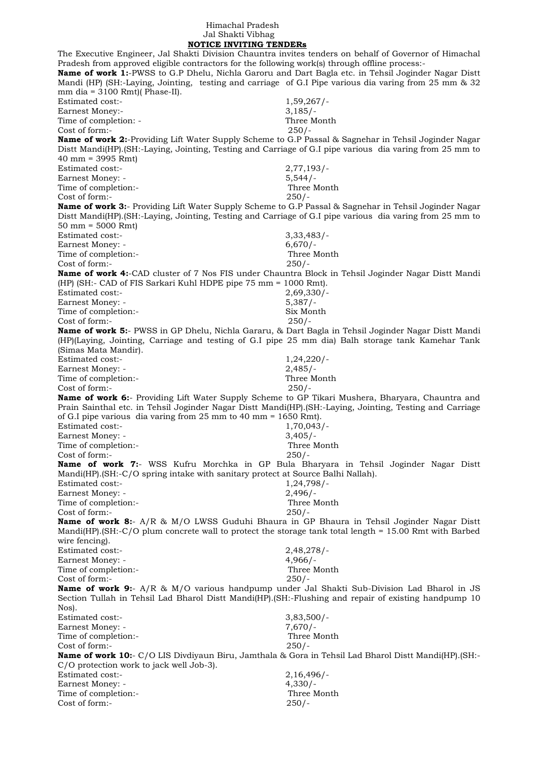Himachal Pradesh
Jal Shakti Vibhag

**NOTICE INVITING TENDERs**

The Executive Engineer, Jal Shakti Division Chauntra invites tenders on behalf of Governor of Himachal Pradesh from approved eligible contractors for the following work(s) through offline process:-

**Name of work 1:**-PWSS to G.P Dhelu, Nichla Garoru and Dart Bagla etc. in Tehsil Joginder Nagar Distt Mandi (HP) (SH:-Laying, Jointing, testing and carriage of G.I Pipe various dia varing from 25 mm & 32 mm dia = 3100 Rmt)( Phase-II).

Estimated cost:- 1,59,267/-
Earnest Money:- 3,185/-
Time of completion: - Three Month
Cost of form:- 250/-

**Name of work 2:**-Providing Lift Water Supply Scheme to G.P Passal & Sagnehar in Tehsil Joginder Nagar Distt Mandi(HP).(SH:-Laying, Jointing, Testing and Carriage of G.I pipe various dia varing from 25 mm to 40 mm = 3995 Rmt)

Estimated cost:- 2,77,193/-
Earnest Money: - 5,544/-
Time of completion:- Three Month
Cost of form:- 250/-

**Name of work 3:**- Providing Lift Water Supply Scheme to G.P Passal & Sagnehar in Tehsil Joginder Nagar Distt Mandi(HP).(SH:-Laying, Jointing, Testing and Carriage of G.I pipe various dia varing from 25 mm to 50 mm = 5000 Rmt)

Estimated cost:- 3,33,483/-
Earnest Money: - 6,670/-
Time of completion:- Three Month
Cost of form:- 250/-

**Name of work 4:**-CAD cluster of 7 Nos FIS under Chauntra Block in Tehsil Joginder Nagar Distt Mandi (HP) (SH:- CAD of FIS Sarkari Kuhl HDPE pipe 75 mm = 1000 Rmt).

Estimated cost:- 2,69,330/-
Earnest Money: - 5,387/-
Time of completion:- Six Month
Cost of form:- 250/-

**Name of work 5:**- PWSS in GP Dhelu, Nichla Gararu, & Dart Bagla in Tehsil Joginder Nagar Distt Mandi (HP)(Laying, Jointing, Carriage and testing of G.I pipe 25 mm dia) Balh storage tank Kamehar Tank (Simas Mata Mandir).

Estimated cost:- 1,24,220/-
Earnest Money: - 2,485/-
Time of completion:- Three Month
Cost of form:- 250/-

**Name of work 6:**- Providing Lift Water Supply Scheme to GP Tikari Mushera, Bharyara, Chauntra and Prain Sainthal etc. in Tehsil Joginder Nagar Distt Mandi(HP).(SH:-Laying, Jointing, Testing and Carriage of G.I pipe various dia varing from 25 mm to 40 mm = 1650 Rmt).

Estimated cost:- 1,70,043/-
Earnest Money: - 3,405/-
Time of completion:- Three Month
Cost of form:- 250/-

**Name of work 7:**- WSS Kufru Morchka in GP Bula Bharyara in Tehsil Joginder Nagar Distt Mandi(HP).(SH:-C/O spring intake with sanitary protect at Source Balhi Nallah).

Estimated cost:- 1,24,798/-
Earnest Money: - 2,496/-
Time of completion:- Three Month
Cost of form:- 250/-

**Name of work 8:**- A/R & M/O LWSS Guduhi Bhaura in GP Bhaura in Tehsil Joginder Nagar Distt Mandi(HP).(SH:-C/O plum concrete wall to protect the storage tank total length = 15.00 Rmt with Barbed wire fencing).

Estimated cost:- 2,48,278/-
Earnest Money: - 4,966/-
Time of completion:- Three Month
Cost of form:- 250/-

**Name of work 9:**- A/R & M/O various handpump under Jal Shakti Sub-Division Lad Bharol in JS Section Tullah in Tehsil Lad Bharol Distt Mandi(HP).(SH:-Flushing and repair of existing handpump 10 Nos).

Estimated cost:- 3,83,500/-
Earnest Money: - 7,670/-
Time of completion:- Three Month
Cost of form:- 250/-

**Name of work 10:**- C/O LIS Divdiyaun Biru, Jamthala & Gora in Tehsil Lad Bharol Distt Mandi(HP).(SH:-C/O protection work to jack well Job-3).

Estimated cost:- 2,16,496/-
Earnest Money: - 4,330/-
Time of completion:- Three Month
Cost of form:- 250/-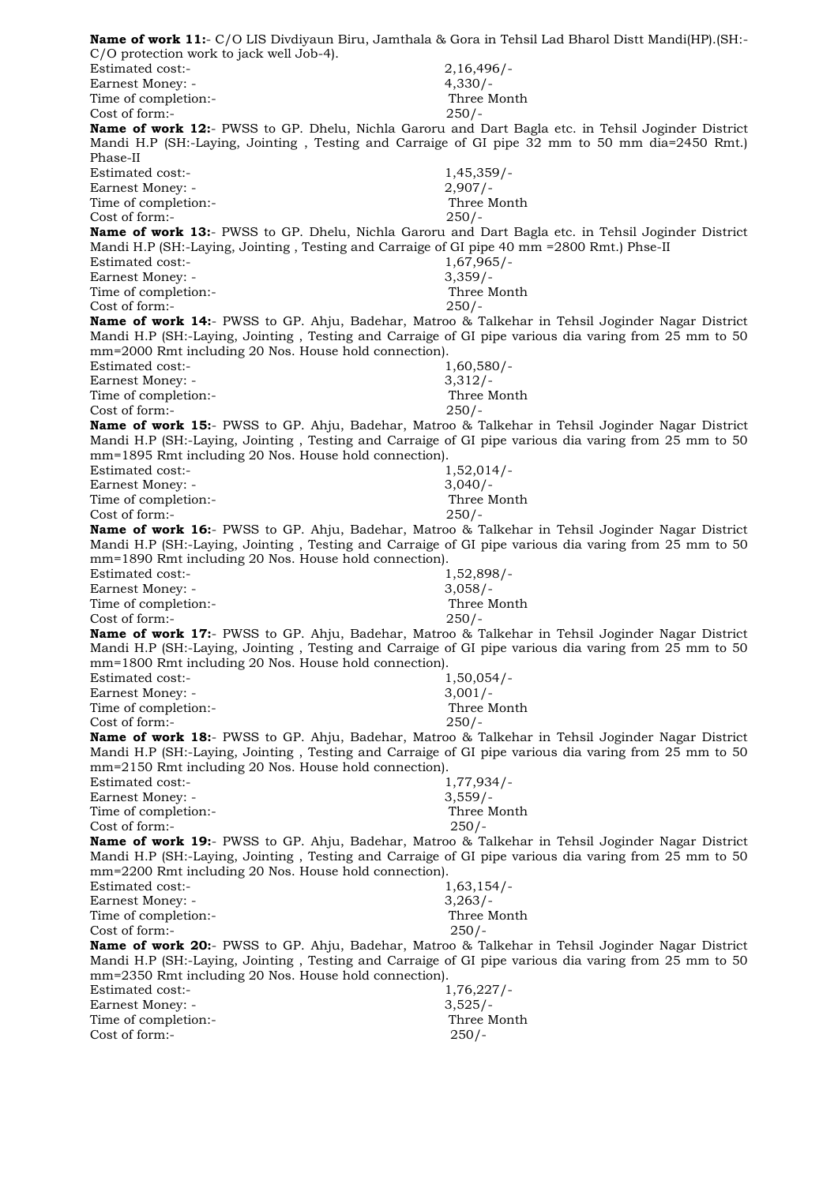**Name of work 11:**- C/O LIS Divdiyaun Biru, Jamthala & Gora in Tehsil Lad Bharol Distt Mandi(HP).(SH:- C/O protection work to jack well Job-4).

Estimated cost:- 2,16,496/-
Earnest Money: - 4,330/-
Time of completion:- Three Month
Cost of form:- 250/-

**Name of work 12:**- PWSS to GP. Dhelu, Nichla Garoru and Dart Bagla etc. in Tehsil Joginder District Mandi H.P (SH:-Laying, Jointing , Testing and Carraige of GI pipe 32 mm to 50 mm dia=2450 Rmt.) Phase-II

Estimated cost:- 1,45,359/-
Earnest Money: - 2,907/-
Time of completion:- Three Month
Cost of form:- 250/-

**Name of work 13:**- PWSS to GP. Dhelu, Nichla Garoru and Dart Bagla etc. in Tehsil Joginder District Mandi H.P (SH:-Laying, Jointing , Testing and Carraige of GI pipe 40 mm =2800 Rmt.) Phse-II

Estimated cost:- 1,67,965/-
Earnest Money: - 3,359/-
Time of completion:- Three Month
Cost of form:- 250/-

**Name of work 14:**- PWSS to GP. Ahju, Badehar, Matroo & Talkehar in Tehsil Joginder Nagar District Mandi H.P (SH:-Laying, Jointing , Testing and Carraige of GI pipe various dia varing from 25 mm to 50 mm=2000 Rmt including 20 Nos. House hold connection).

Estimated cost:- 1,60,580/-
Earnest Money: - 3,312/-
Time of completion:- Three Month
Cost of form:- 250/-

**Name of work 15:**- PWSS to GP. Ahju, Badehar, Matroo & Talkehar in Tehsil Joginder Nagar District Mandi H.P (SH:-Laying, Jointing , Testing and Carraige of GI pipe various dia varing from 25 mm to 50 mm=1895 Rmt including 20 Nos. House hold connection).

Estimated cost:- 1,52,014/-
Earnest Money: - 3,040/-
Time of completion:- Three Month
Cost of form:- 250/-

**Name of work 16:**- PWSS to GP. Ahju, Badehar, Matroo & Talkehar in Tehsil Joginder Nagar District Mandi H.P (SH:-Laying, Jointing , Testing and Carraige of GI pipe various dia varing from 25 mm to 50 mm=1890 Rmt including 20 Nos. House hold connection).

Estimated cost:- 1,52,898/-
Earnest Money: - 3,058/-
Time of completion:- Three Month
Cost of form:- 250/-

**Name of work 17:**- PWSS to GP. Ahju, Badehar, Matroo & Talkehar in Tehsil Joginder Nagar District Mandi H.P (SH:-Laying, Jointing , Testing and Carraige of GI pipe various dia varing from 25 mm to 50 mm=1800 Rmt including 20 Nos. House hold connection).

Estimated cost:- 1,50,054/-
Earnest Money: - 3,001/-
Time of completion:- Three Month
Cost of form:- 250/-

**Name of work 18:**- PWSS to GP. Ahju, Badehar, Matroo & Talkehar in Tehsil Joginder Nagar District Mandi H.P (SH:-Laying, Jointing , Testing and Carraige of GI pipe various dia varing from 25 mm to 50 mm=2150 Rmt including 20 Nos. House hold connection).

Estimated cost:- 1,77,934/-
Earnest Money: - 3,559/-
Time of completion:- Three Month
Cost of form:- 250/-

**Name of work 19:**- PWSS to GP. Ahju, Badehar, Matroo & Talkehar in Tehsil Joginder Nagar District Mandi H.P (SH:-Laying, Jointing , Testing and Carraige of GI pipe various dia varing from 25 mm to 50 mm=2200 Rmt including 20 Nos. House hold connection).

Estimated cost:- 1,63,154/-
Earnest Money: - 3,263/-
Time of completion:- Three Month
Cost of form:- 250/-

**Name of work 20:**- PWSS to GP. Ahju, Badehar, Matroo & Talkehar in Tehsil Joginder Nagar District Mandi H.P (SH:-Laying, Jointing , Testing and Carraige of GI pipe various dia varing from 25 mm to 50 mm=2350 Rmt including 20 Nos. House hold connection).

Estimated cost:- 1,76,227/-
Earnest Money: - 3,525/-
Time of completion:- Three Month
Cost of form:- 250/-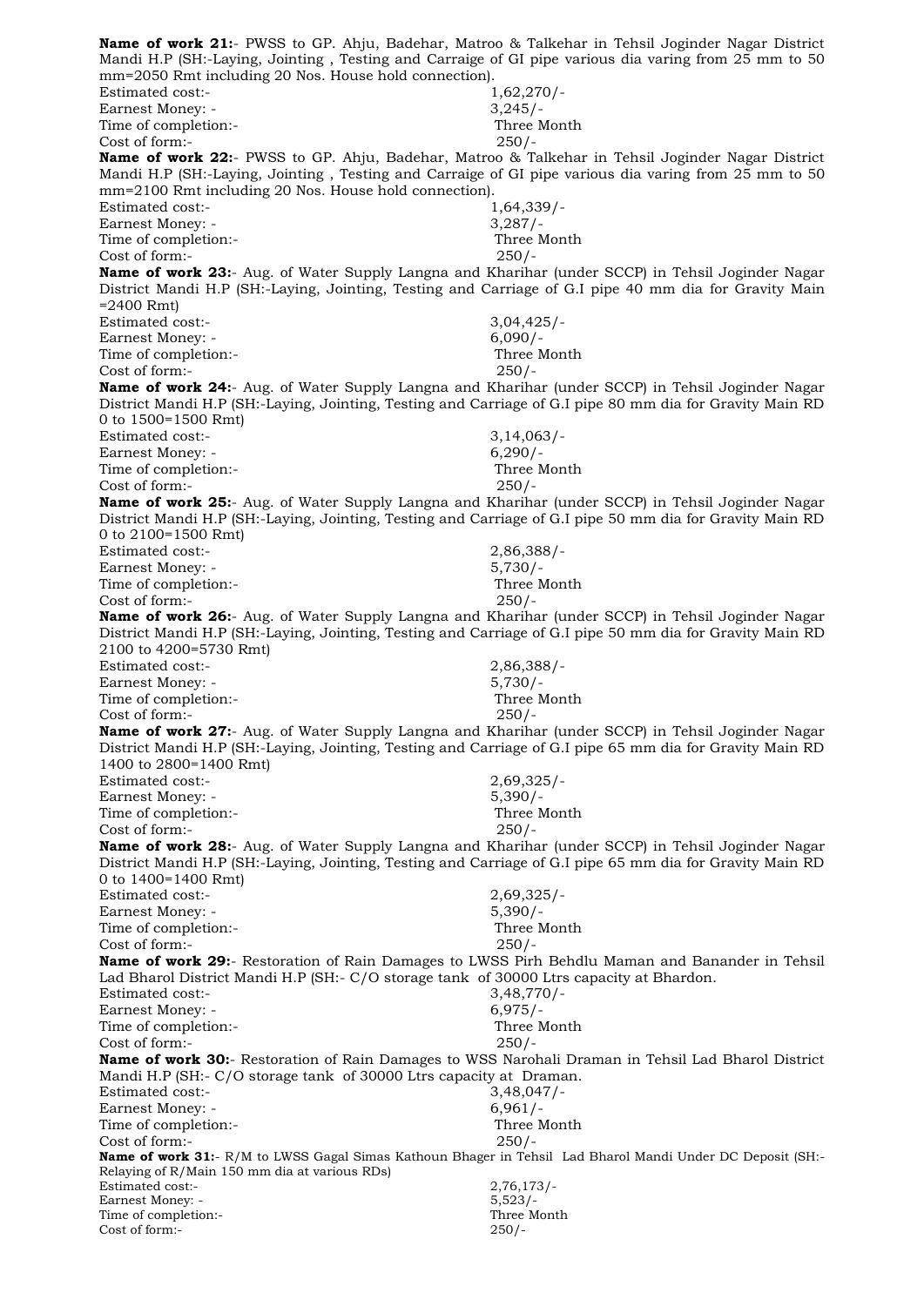**Name of work 21:**- PWSS to GP. Ahju, Badehar, Matroo & Talkehar in Tehsil Joginder Nagar District Mandi H.P (SH:-Laying, Jointing , Testing and Carraige of GI pipe various dia varing from 25 mm to 50 mm=2050 Rmt including 20 Nos. House hold connection).

Estimated cost:- 1,62,270/-
Earnest Money: - 3,245/-
Time of completion:- Three Month
Cost of form:- 250/-

**Name of work 22:**- PWSS to GP. Ahju, Badehar, Matroo & Talkehar in Tehsil Joginder Nagar District Mandi H.P (SH:-Laying, Jointing , Testing and Carraige of GI pipe various dia varing from 25 mm to 50 mm=2100 Rmt including 20 Nos. House hold connection).

Estimated cost:- 1,64,339/-
Earnest Money: - 3,287/-
Time of completion:- Three Month
Cost of form:- 250/-

**Name of work 23:**- Aug. of Water Supply Langna and Kharihar (under SCCP) in Tehsil Joginder Nagar District Mandi H.P (SH:-Laying, Jointing, Testing and Carriage of G.I pipe 40 mm dia for Gravity Main =2400 Rmt)

Estimated cost:- 3,04,425/-
Earnest Money: - 6,090/-
Time of completion:- Three Month
Cost of form:- 250/-

**Name of work 24:**- Aug. of Water Supply Langna and Kharihar (under SCCP) in Tehsil Joginder Nagar District Mandi H.P (SH:-Laying, Jointing, Testing and Carriage of G.I pipe 80 mm dia for Gravity Main RD 0 to 1500=1500 Rmt)

Estimated cost:- 3,14,063/-
Earnest Money: - 6,290/-
Time of completion:- Three Month
Cost of form:- 250/-

**Name of work 25:**- Aug. of Water Supply Langna and Kharihar (under SCCP) in Tehsil Joginder Nagar District Mandi H.P (SH:-Laying, Jointing, Testing and Carriage of G.I pipe 50 mm dia for Gravity Main RD 0 to 2100=1500 Rmt)

Estimated cost:- 2,86,388/-
Earnest Money: - 5,730/-
Time of completion:- Three Month
Cost of form:- 250/-

**Name of work 26:**- Aug. of Water Supply Langna and Kharihar (under SCCP) in Tehsil Joginder Nagar District Mandi H.P (SH:-Laying, Jointing, Testing and Carriage of G.I pipe 50 mm dia for Gravity Main RD 2100 to 4200=5730 Rmt)

Estimated cost:- 2,86,388/-
Earnest Money: - 5,730/-
Time of completion:- Three Month
Cost of form:- 250/-

**Name of work 27:**- Aug. of Water Supply Langna and Kharihar (under SCCP) in Tehsil Joginder Nagar District Mandi H.P (SH:-Laying, Jointing, Testing and Carriage of G.I pipe 65 mm dia for Gravity Main RD 1400 to 2800=1400 Rmt)

Estimated cost:- 2,69,325/-
Earnest Money: - 5,390/-
Time of completion:- Three Month
Cost of form:- 250/-

**Name of work 28:**- Aug. of Water Supply Langna and Kharihar (under SCCP) in Tehsil Joginder Nagar District Mandi H.P (SH:-Laying, Jointing, Testing and Carriage of G.I pipe 65 mm dia for Gravity Main RD 0 to 1400=1400 Rmt)

Estimated cost:- 2,69,325/-
Earnest Money: - 5,390/-
Time of completion:- Three Month
Cost of form:- 250/-

**Name of work 29:**- Restoration of Rain Damages to LWSS Pirh Behdlu Maman and Banander in Tehsil Lad Bharol District Mandi H.P (SH:- C/O storage tank of 30000 Ltrs capacity at Bhardon.

Estimated cost:- 3,48,770/-
Earnest Money: - 6,975/-
Time of completion:- Three Month
Cost of form:- 250/-

**Name of work 30:**- Restoration of Rain Damages to WSS Narohali Draman in Tehsil Lad Bharol District Mandi H.P (SH:- C/O storage tank of 30000 Ltrs capacity at Draman.

Estimated cost:- 3,48,047/-
Earnest Money: - 6,961/-
Time of completion:- Three Month
Cost of form:- 250/-

**Name of work 31:**- R/M to LWSS Gagal Simas Kathoun Bhager in Tehsil Lad Bharol Mandi Under DC Deposit (SH:- Relaying of R/Main 150 mm dia at various RDs)

Estimated cost:- 2,76,173/-
Earnest Money: - 5,523/-
Time of completion:- Three Month
Cost of form:- 250/-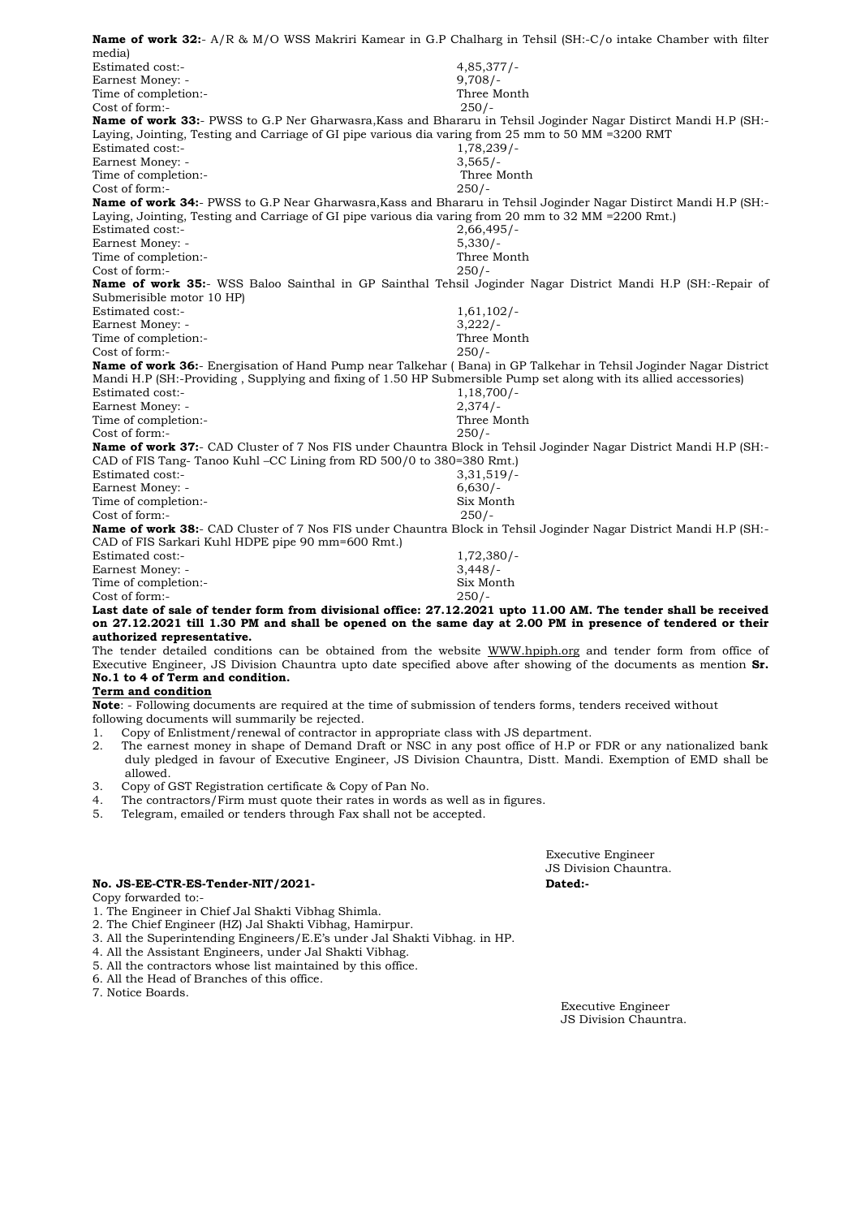**Name of work 32:**- A/R & M/O WSS Makriri Kamear in G.P Chalharg in Tehsil (SH:-C/o intake Chamber with filter media)

Estimated cost:- 4,85,377/-
Earnest Money: - 9,708/-
Time of completion:- Three Month
Cost of form:- 250/-

**Name of work 33:**- PWSS to G.P Ner Gharwasra,Kass and Bhararu in Tehsil Joginder Nagar Distirct Mandi H.P (SH:-Laying, Jointing, Testing and Carriage of GI pipe various dia varing from 25 mm to 50 MM =3200 RMT

Estimated cost:- 1,78,239/-
Earnest Money: - 3,565/-
Time of completion:- Three Month
Cost of form:- 250/-

**Name of work 34:**- PWSS to G.P Near Gharwasra,Kass and Bhararu in Tehsil Joginder Nagar Distirct Mandi H.P (SH:-Laying, Jointing, Testing and Carriage of GI pipe various dia varing from 20 mm to 32 MM =2200 Rmt.)

Estimated cost:- 2,66,495/-
Earnest Money: - 5,330/-
Time of completion:- Three Month
Cost of form:- 250/-

**Name of work 35:**- WSS Baloo Sainthal in GP Sainthal Tehsil Joginder Nagar District Mandi H.P (SH:-Repair of Submerisible motor 10 HP)

Estimated cost:- 1,61,102/-
Earnest Money: - 3,222/-
Time of completion:- Three Month
Cost of form:- 250/-

**Name of work 36:**- Energisation of Hand Pump near Talkehar ( Bana) in GP Talkehar in Tehsil Joginder Nagar District Mandi H.P (SH:-Providing , Supplying and fixing of 1.50 HP Submersible Pump set along with its allied accessories)

Estimated cost:- 1,18,700/-
Earnest Money: - 2,374/-
Time of completion:- Three Month
Cost of form:- 250/-

**Name of work 37:**- CAD Cluster of 7 Nos FIS under Chauntra Block in Tehsil Joginder Nagar District Mandi H.P (SH:-CAD of FIS Tang- Tanoo Kuhl –CC Lining from RD 500/0 to 380=380 Rmt.)

Estimated cost:- 3,31,519/-
Earnest Money: - 6,630/-
Time of completion:- Six Month
Cost of form:- 250/-

**Name of work 38:**- CAD Cluster of 7 Nos FIS under Chauntra Block in Tehsil Joginder Nagar District Mandi H.P (SH:-CAD of FIS Sarkari Kuhl HDPE pipe 90 mm=600 Rmt.)

Estimated cost:- 1,72,380/-
Earnest Money: - 3,448/-
Time of completion:- Six Month
Cost of form:- 250/-

**Last date of sale of tender form from divisional office: 27.12.2021 upto 11.00 AM. The tender shall be received on 27.12.2021 till 1.30 PM and shall be opened on the same day at 2.00 PM in presence of tendered or their authorized representative.**

The tender detailed conditions can be obtained from the website WWW.hpiph.org and tender form from office of Executive Engineer, JS Division Chauntra upto date specified above after showing of the documents as mention **Sr. No.1 to 4 of Term and condition.**

**Term and condition**

**Note**: - Following documents are required at the time of submission of tenders forms, tenders received without following documents will summarily be rejected.

1. Copy of Enlistment/renewal of contractor in appropriate class with JS department.
2. The earnest money in shape of Demand Draft or NSC in any post office of H.P or FDR or any nationalized bank duly pledged in favour of Executive Engineer, JS Division Chauntra, Distt. Mandi. Exemption of EMD shall be allowed.
3. Copy of GST Registration certificate & Copy of Pan No.
4. The contractors/Firm must quote their rates in words as well as in figures.
5. Telegram, emailed or tenders through Fax shall not be accepted.

Executive Engineer
JS Division Chauntra.

**No. JS-EE-CTR-ES-Tender-NIT/2021-** **Dated:-**

Copy forwarded to:-

1. The Engineer in Chief Jal Shakti Vibhag Shimla.
2. The Chief Engineer (HZ) Jal Shakti Vibhag, Hamirpur.
3. All the Superintending Engineers/E.E's under Jal Shakti Vibhag. in HP.
4. All the Assistant Engineers, under Jal Shakti Vibhag.
5. All the contractors whose list maintained by this office.
6. All the Head of Branches of this office.
7. Notice Boards.

Executive Engineer
JS Division Chauntra.